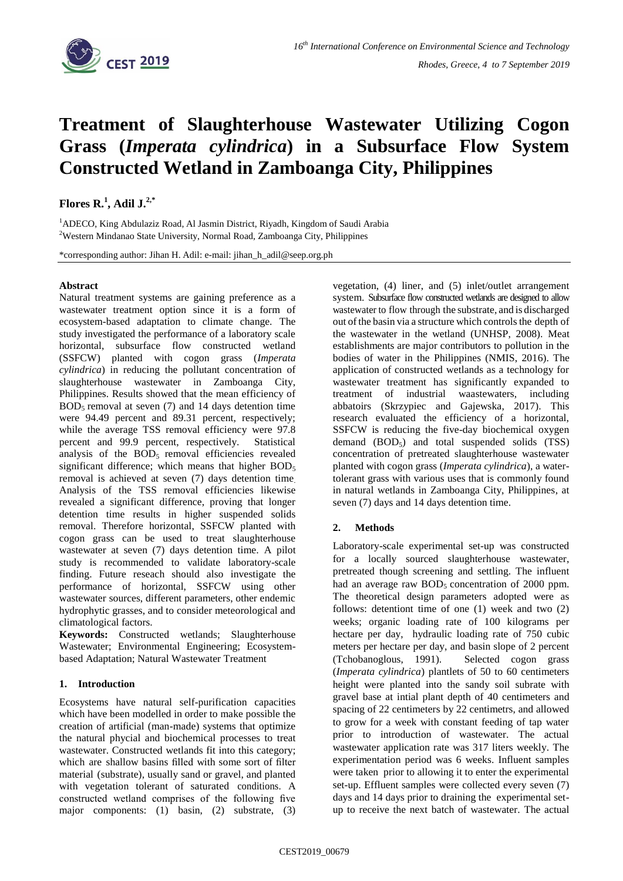# Treatment of Slaughterhouse Wastewater Utilizing Cogon Grass (*Imperata cylindrica*) in a Subsurface Flow System Constructed Wetland in Zamboanga City, Philippines

**Flores R.[1], Adil J.[2,*]**

[1]ADECO, King Abdulaziz Road, Al Jasmin District, Riyadh, Kingdom of Saudi Arabia
[2]Western Mindanao State University, Normal Road, Zamboanga City, Philippines

*corresponding author: Jihan H. Adil: e-mail: jihan_h_adil@seep.org.ph

## Abstract

Natural treatment systems are gaining preference as a wastewater treatment option since it is a form of ecosystem-based adaptation to climate change. The study investigated the performance of a laboratory scale horizontal, subsurface flow constructed wetland (SSFCW) planted with cogon grass (*Imperata cylindrica*) in reducing the pollutant concentration of slaughterhouse wastewater in Zamboanga City, Philippines. Results showed that the mean efficiency of $BOD_5$ removal at seven (7) and 14 days detention time were 94.49 percent and 89.31 percent, respectively; while the average TSS removal efficiency were 97.8 percent and 99.9 percent, respectively. Statistical analysis of the $BOD_5$ removal efficiencies revealed significant difference; which means that higher $BOD_5$ removal is achieved at seven (7) days detention time. Analysis of the TSS removal efficiencies likewise revealed a significant difference, proving that longer detention time results in higher suspended solids removal. Therefore horizontal, SSFCW planted with cogon grass can be used to treat slaughterhouse wastewater at seven (7) days detention time. A pilot study is recommended to validate laboratory-scale finding. Future reseach should also investigate the performance of horizontal, SSFCW using other wastewater sources, different parameters, other endemic hydrophytic grasses, and to consider meteorological and climatological factors.

**Keywords:** Constructed wetlands; Slaughterhouse Wastewater; Environmental Engineering; Ecosystem-based Adaptation; Natural Wastewater Treatment

## 1. Introduction

Ecosystems have natural self-purification capacities which have been modelled in order to make possible the creation of artificial (man-made) systems that optimize the natural phycial and biochemical processes to treat wastewater. Constructed wetlands fit into this category; which are shallow basins filled with some sort of filter material (substrate), usually sand or gravel, and planted with vegetation tolerant of saturated conditions. A constructed wetland comprises of the following five major components: (1) basin, (2) substrate, (3) vegetation, (4) liner, and (5) inlet/outlet arrangement system. Subsurface flow constructed wetlands are designed to allow wastewater to flow through the substrate, and is discharged out of the basin via a structure which controls the depth of the wastewater in the wetland (UNHSP, 2008). Meat establishments are major contributors to pollution in the bodies of water in the Philippines (NMIS, 2016). The application of constructed wetlands as a technology for wastewater treatment has significantly expanded to treatment of industrial waastewaters, including abbatoirs (Skrzypiec and Gajewska, 2017). This research evaluated the efficiency of a horizontal, SSFCW is reducing the five-day biochemical oxygen demand ($BOD_5$) and total suspended solids (TSS) concentration of pretreated slaughterhouse wastewater planted with cogon grass (*Imperata cylindrica*), a water-tolerant grass with various uses that is commonly found in natural wetlands in Zamboanga City, Philippines, at seven (7) days and 14 days detention time.

## 2. Methods

Laboratory-scale experimental set-up was constructed for a locally sourced slaughterhouse wastewater, pretreated though screening and settling. The influent had an average raw $BOD_5$ concentration of 2000 ppm. The theoretical design parameters adopted were as follows: detentiont time of one (1) week and two (2) weeks; organic loading rate of 100 kilograms per hectare per day, hydraulic loading rate of 750 cubic meters per hectare per day, and basin slope of 2 percent (Tchobanoglous, 1991). Selected cogon grass (*Imperata cylindrica*) plantlets of 50 to 60 centimeters height were planted into the sandy soil subrate with gravel base at intial plant depth of 40 centimeters and spacing of 22 centimeters by 22 centimetrs, and allowed to grow for a week with constant feeding of tap water prior to introduction of wastewater. The actual wastewater application rate was 317 liters weekly. The experimentation period was 6 weeks. Influent samples were taken prior to allowing it to enter the experimental set-up. Effluent samples were collected every seven (7) days and 14 days prior to draining the experimental set-up to receive the next batch of wastewater. The actual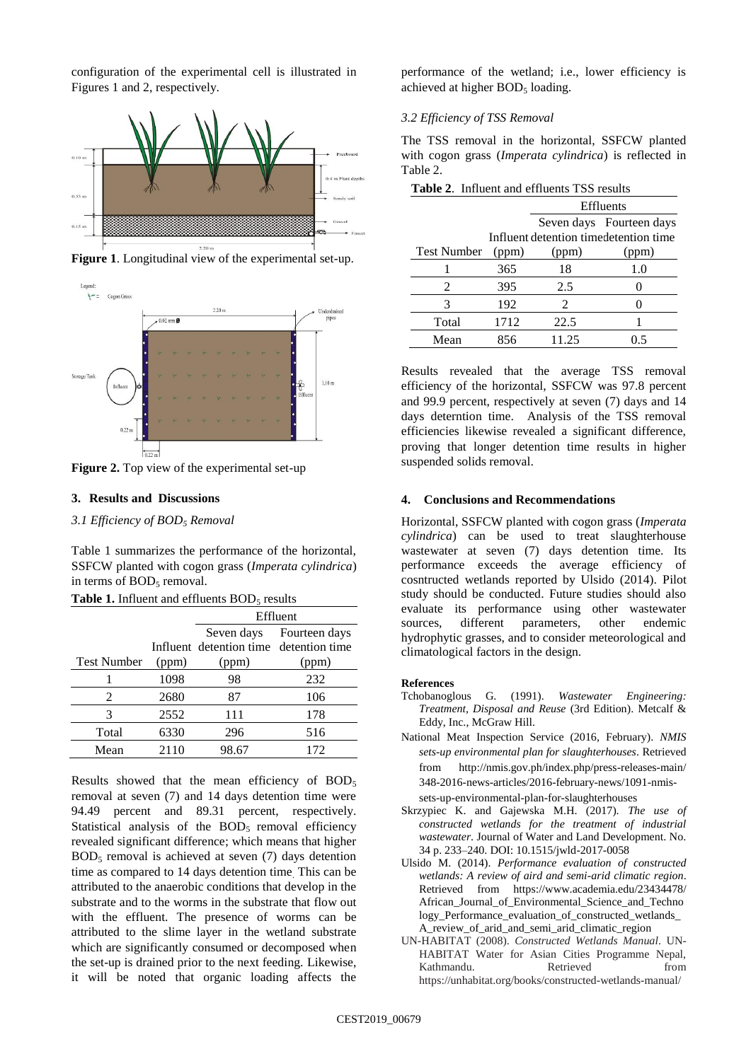configuration of the experimental cell is illustrated in Figures 1 and 2, respectively.

0.10 m
0.35 m
0.15 m
2.20 m
Freeboard
0.4 m Plant depths
Sandy soil
Gravel
Faucet

**Figure 1**. Longitudinal view of the experimental set-up.

Legend:
Cogon Grass
2.20 m
0.02 mm Ø
Underdrained pipes
Storage Tank
Influent
1.10 m
Effluent
0.22 m
0.22 m

**Figure 2.** Top view of the experimental set-up

## 3. Results and Discussions

### *3.1 Efficiency of $BOD_5$ Removal*

Table 1 summarizes the performance of the horizontal, SSFCW planted with cogon grass (*Imperata cylindrica*) in terms of $BOD_5$ removal.

**Table 1.** Influent and effluents $BOD_5$ results

| | | Effluent | |
|---|---|---|---|
| Test Number | Influent (ppm) | Seven days detention time (ppm) | Fourteen days detention time (ppm) |
| 1 | 1098 | 98 | 232 |
| 2 | 2680 | 87 | 106 |
| 3 | 2552 | 111 | 178 |
| Total | 6330 | 296 | 516 |
| Mean | 2110 | 98.67 | 172 |

Results showed that the mean efficiency of $BOD_5$ removal at seven (7) and 14 days detention time were 94.49 percent and 89.31 percent, respectively. Statistical analysis of the $BOD_5$ removal efficiency revealed significant difference; which means that higher $BOD_5$ removal is achieved at seven (7) days detention time as compared to 14 days detention time. This can be attributed to the anaerobic conditions that develop in the substrate and to the worms in the substrate that flow out with the effluent. The presence of worms can be attributed to the slime layer in the wetland substrate which are significantly consumed or decomposed when the set-up is drained prior to the next feeding. Likewise, it will be noted that organic loading affects the performance of the wetland; i.e., lower efficiency is achieved at higher $BOD_5$ loading.

### *3.2 Efficiency of TSS Removal*

The TSS removal in the horizontal, SSFCW planted with cogon grass (*Imperata cylindrica*) is reflected in Table 2.

**Table 2**. Influent and effluents TSS results

| | | Effluents | |
|---|---|---|---|
| Test Number | Influent (ppm) | Seven days detention time (ppm) | Fourteen days detention time (ppm) |
| 1 | 365 | 18 | 1.0 |
| 2 | 395 | 2.5 | 0 |
| 3 | 192 | 2 | 0 |
| Total | 1712 | 22.5 | 1 |
| Mean | 856 | 11.25 | 0.5 |

Results revealed that the average TSS removal efficiency of the horizontal, SSFCW was 97.8 percent and 99.9 percent, respectively at seven (7) days and 14 days deterntion time. Analysis of the TSS removal efficiencies likewise revealed a significant difference, proving that longer detention time results in higher suspended solids removal.

## 4. Conclusions and Recommendations

Horizontal, SSFCW planted with cogon grass (*Imperata cylindrica*) can be used to treat slaughterhouse wastewater at seven (7) days detention time. Its performance exceeds the average efficiency of cosntructed wetlands reported by Ulsido (2014). Pilot study should be conducted. Future studies should also evaluate its performance using other wastewater sources, different parameters, other endemic hydrophytic grasses, and to consider meteorological and climatological factors in the design.

**References**

Tchobanoglous G. (1991). *Wastewater Engineering: Treatment, Disposal and Reuse* (3rd Edition). Metcalf & Eddy, Inc., McGraw Hill.

National Meat Inspection Service (2016, February). *NMIS sets-up environmental plan for slaughterhouses*. Retrieved from http://nmis.gov.ph/index.php/press-releases-main/348-2016-news-articles/2016-february-news/1091-nmis-sets-up-environmental-plan-for-slaughterhouses

Skrzypiec K. and Gajewska M.H. (2017). *The use of constructed wetlands for the treatment of industrial wastewater*. Journal of Water and Land Development. No. 34 p. 233–240. DOI: 10.1515/jwld-2017-0058

Ulsido M. (2014). *Performance evaluation of constructed wetlands: A review of aird and semi-arid climatic region*. Retrieved from https://www.academia.edu/23434478/African_Journal_of_Environmental_Science_and_Technology_Performance_evaluation_of_constructed_wetlands_A_review_of_arid_and_semi_arid_climatic_region

UN-HABITAT (2008). *Constructed Wetlands Manual*. UN-HABITAT Water for Asian Cities Programme Nepal, Kathmandu. Retrieved from https://unhabitat.org/books/constructed-wetlands-manual/